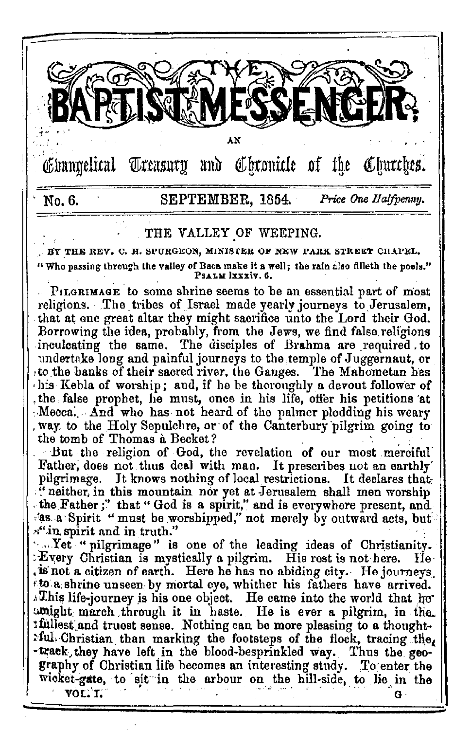# THE BAPTIST MESSENGER;

AN

Evangelical Treasury and Chronicle of the Churches.

No. 6. SEPTEMBER, 1854. *Price One Halfpenny.*

## THE VALLEY OF WEEPING.

BY THE REV. C. H. SPURGEON, MINISTER OF NEW PARK STREET CHAPEL.

"Who passing through the valley of Baca make it a well; the rain also filleth the pools." PSALM lxxxiv. 6.

PILGRIMAGE to some shrine seems to be an essential part of most religions. The tribes of Israel made yearly journeys to Jerusalem, that at one great altar they might sacrifice unto the Lord their God. Borrowing the idea, probably, from the Jews, we find false religions inculcating the same. The disciples of Brahma are required to undertake long and painful journeys to the temple of Juggernaut, or to the banks of their sacred river, the Ganges. The Mahometan has his Kebla of worship; and, if he be thoroughly a devout follower of the false prophet, he must, once in his life, offer his petitions at Mecca. And who has not heard of the palmer plodding his weary way to the Holy Sepulchre, or of the Canterbury pilgrim going to the tomb of Thomas à Becket?

But the religion of God, the revelation of our most merciful Father, does not thus deal with man. It prescribes not an earthly pilgrimage. It knows nothing of local restrictions. It declares that "neither in this mountain nor yet at Jerusalem shall men worship the Father;" that "God is a spirit," and is everywhere present, and as a Spirit "must be worshipped," not merely by outward acts, but "in spirit and in truth."

Yet "pilgrimage" is one of the leading ideas of Christianity. Every Christian is mystically a pilgrim. His rest is not here. He is not a citizen of earth. Here he has no abiding city. He journeys to a shrine unseen by mortal eye, whither his fathers have arrived. This life-journey is his one object. He came into the world that he might march through it in haste. He is ever a pilgrim, in the fullest and truest sense. Nothing can be more pleasing to a thoughtful Christian than marking the footsteps of the flock, tracing the track they have left in the blood-besprinkled way. Thus the geography of Christian life becomes an interesting study. To enter the wicket-gate, to sit in the arbour on the hill-side, to lie in the

VOL. I. G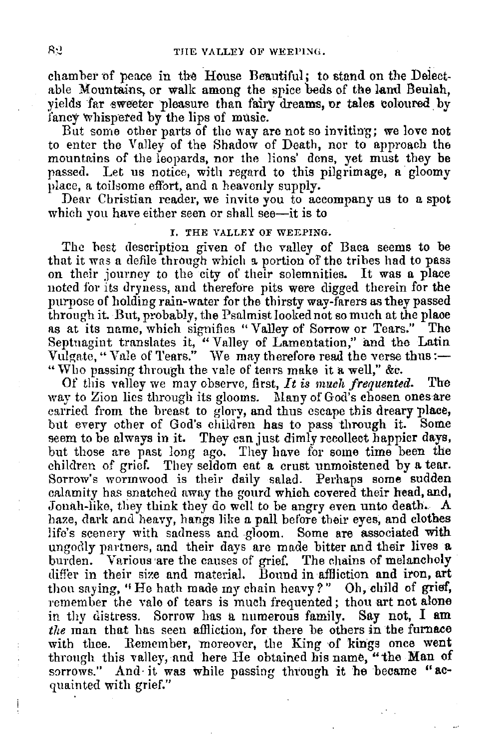chamber of peace in the House Beautiful; to stand on the Delectable Mountains, or walk among the spice beds of the land Beulah, yields far sweeter pleasure than fairy dreams, or tales coloured by fancy whispered by the lips of music.

But some other parts of the way are not so inviting; we love not to enter the Valley of the Shadow of Death, nor to approach the mountains of the leopards, nor the lions' dens, yet must they be passed. Let us notice, with regard to this pilgrimage, a gloomy place, a toilsome effort, and a heavenly supply.

Dear Christian reader, we invite you to accompany us to a spot which you have either seen or shall see—it is to

### I. THE VALLEY OF WEEPING.

The best description given of the valley of Baca seems to be that it was a defile through which a portion of the tribes had to pass on their journey to the city of their solemnities. It was a place noted for its dryness, and therefore pits were digged therein for the purpose of holding rain-water for the thirsty way-farers as they passed through it. But, probably, the Psalmist looked not so much at the place as at its name, which signifies "Valley of Sorrow or Tears." The Septuagint translates it, "Valley of Lamentation," and the Latin Vulgate, "Vale of Tears." We may therefore read the verse thus:—"Who passing through the vale of tears make it a well," &c.

Of this valley we may observe, first, *It is much frequented*. The way to Zion lies through its glooms. Many of God's chosen ones are carried from the breast to glory, and thus escape this dreary place, but every other of God's children has to pass through it. Some seem to be always in it. They can just dimly recollect happier days, but those are past long ago. They have for some time been the children of grief. They seldom eat a crust unmoistened by a tear. Sorrow's wormwood is their daily salad. Perhaps some sudden calamity has snatched away the gourd which covered their head, and, Jonah-like, they think they do well to be angry even unto death. A haze, dark and heavy, hangs like a pall before their eyes, and clothes life's scenery with sadness and gloom. Some are associated with ungodly partners, and their days are made bitter and their lives a burden. Various are the causes of grief. The chains of melancholy differ in their size and material. Bound in affliction and iron, art thou saying, "He hath made my chain heavy?" Oh, child of grief, remember the vale of tears is much frequented; thou art not alone in thy distress. Sorrow has a numerous family. Say not, I am *the* man that has seen affliction, for there be others in the furnace with thee. Remember, moreover, the King of kings once went through this valley, and here He obtained his name, "the Man of sorrows." And it was while passing through it he became "acquainted with grief."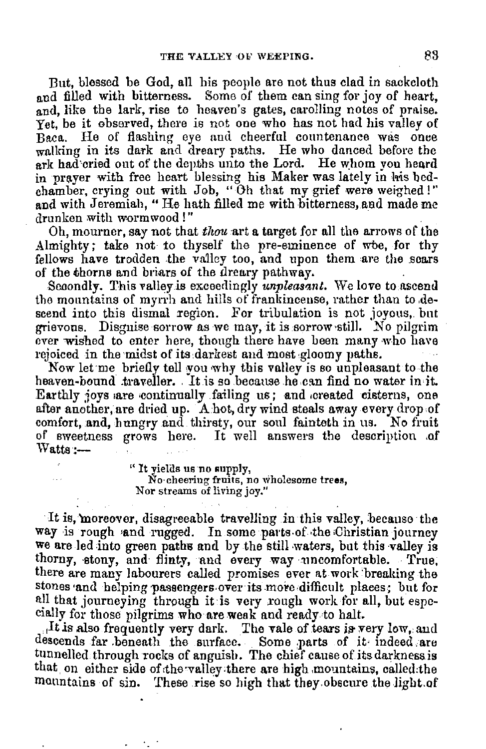But, blessed be God, all his people are not thus clad in sackcloth and filled with bitterness. Some of them can sing for joy of heart, and, like the lark, rise to heaven's gates, carolling notes of praise. Yet, be it observed, there is not one who has not had his valley of Baca. He of flashing eye and cheerful countenance was once walking in its dark and dreary paths. He who danced before the ark had cried out of the depths unto the Lord. He whom you heard in prayer with free heart blessing his Maker was lately in his bed-chamber, crying out with Job, "Oh that my grief were weighed!" and with Jeremiah, "He hath filled me with bitterness, and made me drunken with wormwood!"

Oh, mourner, say not that *thou* art a target for all the arrows of the Almighty; take not to thyself the pre-eminence of woe, for thy fellows have trodden the valley too, and upon them are the scars of the thorns and briars of the dreary pathway.

Secondly. This valley is exceedingly *unpleasant*. We love to ascend the mountains of myrrh and hills of frankincense, rather than to descend into this dismal region. For tribulation is not joyous, but grievous. Disguise sorrow as we may, it is sorrow still. No pilgrim ever wished to enter here, though there have been many who have rejoiced in the midst of its darkest and most gloomy paths.

Now let me briefly tell you why this valley is so unpleasant to the heaven-bound traveller. It is so because he can find no water in it. Earthly joys are continually failing us; and created cisterns, one after another, are dried up. A hot, dry wind steals away every drop of comfort, and, hungry and thirsty, our soul fainteth in us. No fruit of sweetness grows here. It well answers the description of Watts:—

> "It yields us no supply,
> No cheering fruits, no wholesome trees,
> Nor streams of living joy."

It is, moreover, disagreeable travelling in this valley, because the way is rough and rugged. In some parts of the Christian journey we are led into green paths and by the still waters, but this valley is thorny, stony, and flinty, and every way uncomfortable. True, there are many labourers called promises ever at work breaking the stones and helping passengers over its more difficult places; but for all that journeying through it is very rough work for all, but especially for those pilgrims who are weak and ready to halt.

It is also frequently very dark. The vale of tears is very low, and descends far beneath the surface. Some parts of it indeed are tunnelled through rocks of anguish. The chief cause of its darkness is that on either side of the valley there are high mountains, called the mountains of sin. These rise so high that they obscure the light of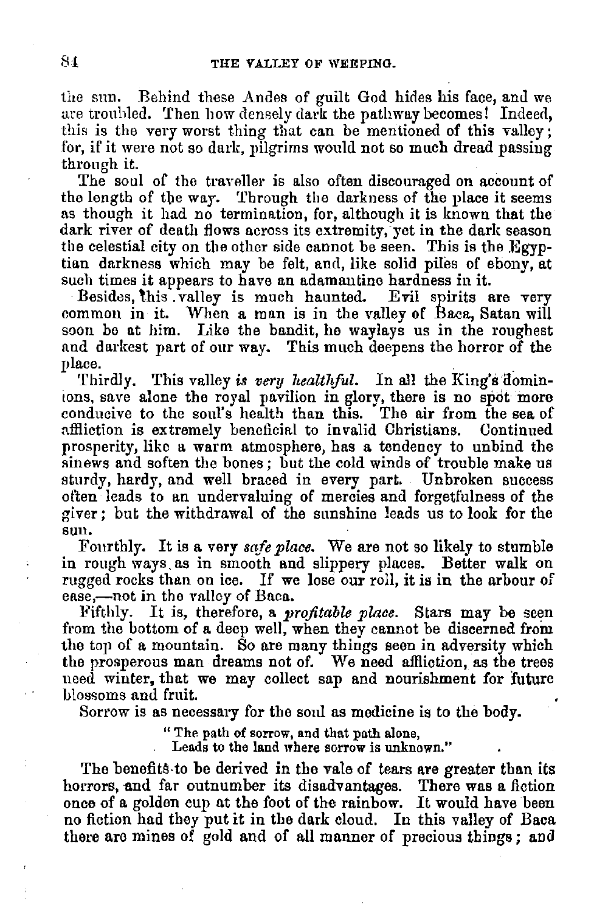the sun. Behind these Andes of guilt God hides his face, and we are troubled. Then how densely dark the pathway becomes! Indeed, this is the very worst thing that can be mentioned of this valley; for, if it were not so dark, pilgrims would not so much dread passing through it.

The soul of the traveller is also often discouraged on account of the length of the way. Through the darkness of the place it seems as though it had no termination, for, although it is known that the dark river of death flows across its extremity, yet in the dark season the celestial city on the other side cannot be seen. This is the Egyptian darkness which may be felt, and, like solid piles of ebony, at such times it appears to have an adamantine hardness in it.

Besides, this valley is much haunted. Evil spirits are very common in it. When a man is in the valley of Baca, Satan will soon be at him. Like the bandit, he waylays us in the roughest and darkest part of our way. This much deepens the horror of the place.

Thirdly. This valley *is very healthful*. In all the King's dominions, save alone the royal pavilion in glory, there is no spot more conducive to the soul's health than this. The air from the sea of affliction is extremely beneficial to invalid Christians. Continued prosperity, like a warm atmosphere, has a tendency to unbind the sinews and soften the bones; but the cold winds of trouble make us sturdy, hardy, and well braced in every part. Unbroken success often leads to an undervaluing of mercies and forgetfulness of the giver; but the withdrawal of the sunshine leads us to look for the sun.

Fourthly. It is a very *safe place*. We are not so likely to stumble in rough ways as in smooth and slippery places. Better walk on rugged rocks than on ice. If we lose our roll, it is in the arbour of ease,—not in the valley of Baca.

Fifthly. It is, therefore, a *profitable place*. Stars may be seen from the bottom of a deep well, when they cannot be discerned from the top of a mountain. So are many things seen in adversity which the prosperous man dreams not of. We need affliction, as the trees need winter, that we may collect sap and nourishment for future blossoms and fruit.

Sorrow is as necessary for the soul as medicine is to the body.

> "The path of sorrow, and that path alone,
> Leads to the land where sorrow is unknown."

The benefits to be derived in the vale of tears are greater than its horrors, and far outnumber its disadvantages. There was a fiction once of a golden cup at the foot of the rainbow. It would have been no fiction had they put it in the dark cloud. In this valley of Baca there are mines of gold and of all manner of precious things; and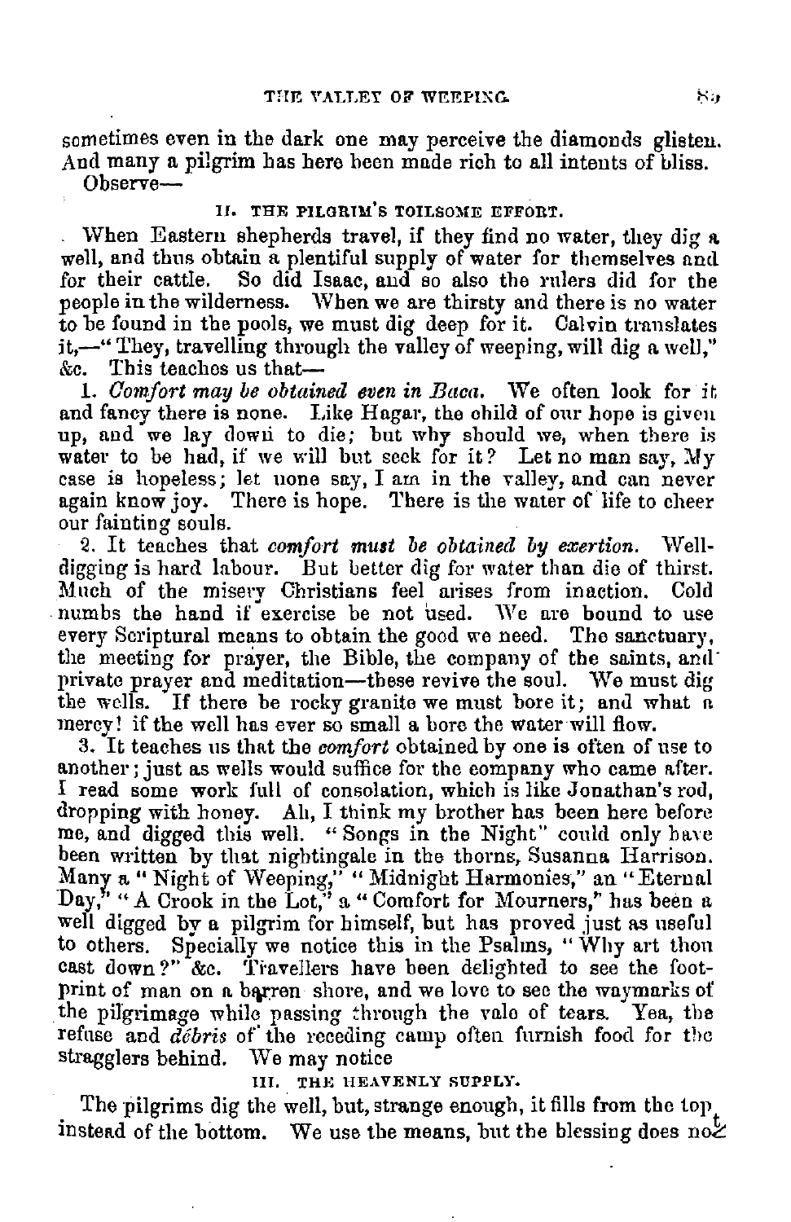sometimes even in the dark one may perceive the diamonds glisten. And many a pilgrim has here been made rich to all intents of bliss. Observe—

## II. THE PILGRIM'S TOILSOME EFFORT.

When Eastern shepherds travel, if they find no water, they dig a well, and thus obtain a plentiful supply of water for themselves and for their cattle. So did Isaac, and so also the rulers did for the people in the wilderness. When we are thirsty and there is no water to be found in the pools, we must dig deep for it. Calvin translates it,—"They, travelling through the valley of weeping, will dig a well," &c. This teaches us that—

1. *Comfort may be obtained even in Baca.* We often look for it and fancy there is none. Like Hagar, the child of our hope is given up, and we lay down to die; but why should we, when there is water to be had, if we will but seek for it? Let no man say, My case is hopeless; let none say, I am in the valley, and can never again know joy. There is hope. There is the water of life to cheer our fainting souls.

2. It teaches that *comfort must be obtained by exertion.* Well-digging is hard labour. But better dig for water than die of thirst. Much of the misery Christians feel arises from inaction. Cold numbs the hand if exercise be not used. We are bound to use every Scriptural means to obtain the good we need. The sanctuary, the meeting for prayer, the Bible, the company of the saints, and private prayer and meditation—these revive the soul. We must dig the wells. If there be rocky granite we must bore it; and what a mercy! if the well has ever so small a bore the water will flow.

3. It teaches us that the *comfort* obtained by one is often of use to another; just as wells would suffice for the company who came after. I read some work full of consolation, which is like Jonathan's rod, dropping with honey. Ah, I think my brother has been here before me, and digged this well. "Songs in the Night" could only have been written by that nightingale in the thorns, Susanna Harrison. Many a "Night of Weeping," "Midnight Harmonies," an "Eternal Day," "A Crook in the Lot," a "Comfort for Mourners," has been a well digged by a pilgrim for himself, but has proved just as useful to others. Specially we notice this in the Psalms, "Why art thou cast down?" &c. Travellers have been delighted to see the footprint of man on a barren shore, and we love to see the waymarks of the pilgrimage while passing through the vale of tears. Yea, the refuse and *débris* of the receding camp often furnish food for the stragglers behind. We may notice

## III. THE HEAVENLY SUPPLY.

The pilgrims dig the well, but, strange enough, it fills from the top instead of the bottom. We use the means, but the blessing does not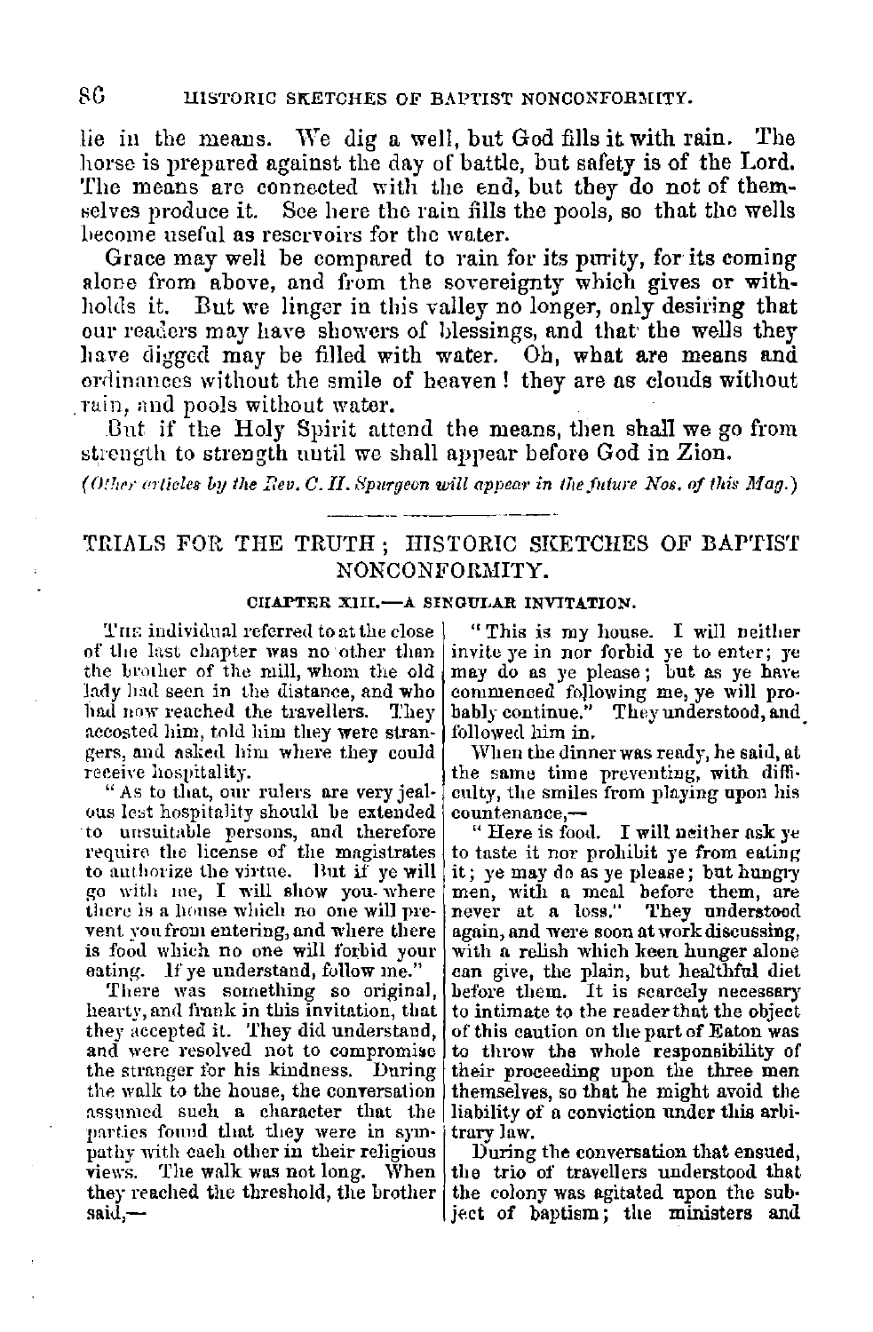lie in the means. We dig a well, but God fills it with rain. The horse is prepared against the day of battle, but safety is of the Lord. The means are connected with the end, but they do not of themselves produce it. See here the rain fills the pools, so that the wells become useful as reservoirs for the water.

Grace may well be compared to rain for its purity, for its coming alone from above, and from the sovereignty which gives or withholds it. But we linger in this valley no longer, only desiring that our readers may have showers of blessings, and that the wells they have digged may be filled with water. Oh, what are means and ordinances without the smile of heaven! they are as clouds without rain, and pools without water.

But if the Holy Spirit attend the means, then shall we go from strength to strength until we shall appear before God in Zion.

*(Other articles by the Rev. C. H. Spurgeon will appear in the future Nos. of this Mag.)*

## TRIALS FOR THE TRUTH; HISTORIC SKETCHES OF BAPTIST NONCONFORMITY.

### CHAPTER XIII.—A SINGULAR INVITATION.

The individual referred to at the close of the last chapter was no other than the brother of the mill, whom the old lady had seen in the distance, and who had now reached the travellers. They accosted him, told him they were strangers, and asked him where they could receive hospitality.

"As to that, our rulers are very jealous lest hospitality should be extended to unsuitable persons, and therefore require the license of the magistrates to authorize the virtue. But if ye will go with me, I will show you where there is a house which no one will prevent you from entering, and where there is food which no one will forbid your eating. If ye understand, follow me."

There was something so original, hearty, and frank in this invitation, that they accepted it. They did understand, and were resolved not to compromise the stranger for his kindness. During the walk to the house, the conversation assumed such a character that the parties found that they were in sympathy with each other in their religious views. The walk was not long. When they reached the threshold, the brother said,—

"This is my house. I will neither invite ye in nor forbid ye to enter; ye may do as ye please; but as ye have commenced following me, ye will probably continue." They understood, and followed him in.

When the dinner was ready, he said, at the same time preventing, with difficulty, the smiles from playing upon his countenance,—

"Here is food. I will neither ask ye to taste it nor prohibit ye from eating it; ye may do as ye please; but hungry men, with a meal before them, are never at a loss." They understood again, and were soon at work discussing, with a relish which keen hunger alone can give, the plain, but healthful diet before them. It is scarcely necessary to intimate to the reader that the object of this caution on the part of Eaton was to throw the whole responsibility of their proceeding upon the three men themselves, so that he might avoid the liability of a conviction under this arbitrary law.

During the conversation that ensued, the trio of travellers understood that the colony was agitated upon the subject of baptism; the ministers and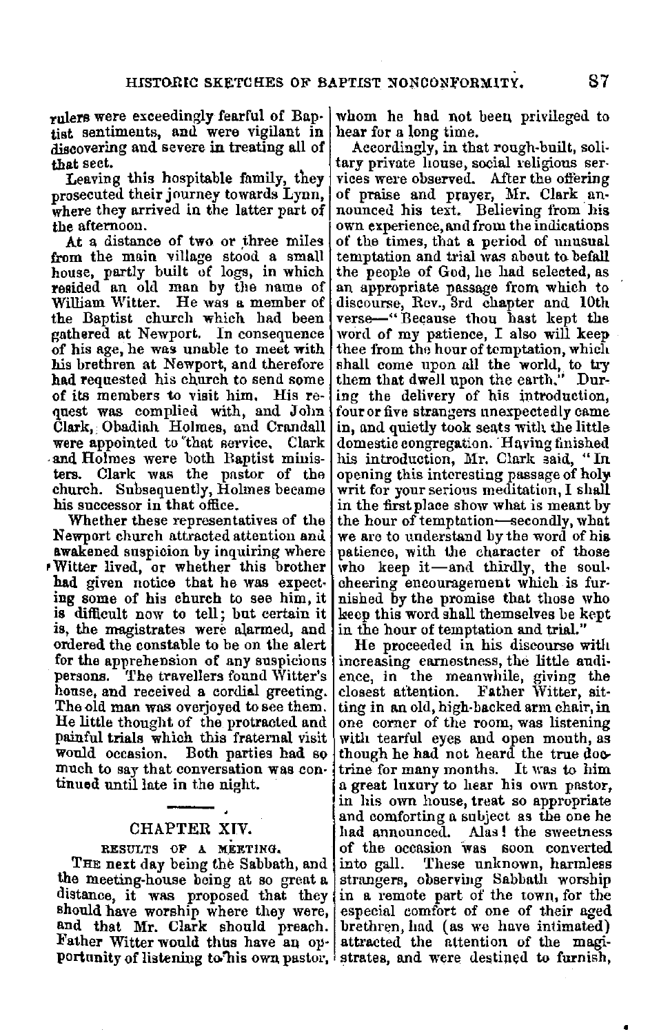rulers were exceedingly fearful of Baptist sentiments, and were vigilant in discovering and severe in treating all of that sect.

Leaving this hospitable family, they prosecuted their journey towards Lynn, where they arrived in the latter part of the afternoon.

At a distance of two or three miles from the main village stood a small house, partly built of logs, in which resided an old man by the name of William Witter. He was a member of the Baptist church which had been gathered at Newport. In consequence of his age, he was unable to meet with his brethren at Newport, and therefore had requested his church to send some of its members to visit him. His request was complied with, and John Clark, Obadiah Holmes, and Crandall were appointed to that service. Clark and Holmes were both Baptist ministers. Clark was the pastor of the church. Subsequently, Holmes became his successor in that office.

Whether these representatives of the Newport church attracted attention and awakened suspicion by inquiring where Witter lived, or whether this brother had given notice that he was expecting some of his church to see him, it is difficult now to tell; but certain it is, the magistrates were alarmed, and ordered the constable to be on the alert for the apprehension of any suspicious persons. The travellers found Witter's house, and received a cordial greeting. The old man was overjoyed to see them. He little thought of the protracted and painful trials which this fraternal visit would occasion. Both parties had so much to say that conversation was continued until late in the night.

---

## CHAPTER XIV.

### RESULTS OF A MEETING.

THE next day being the Sabbath, and the meeting-house being at so great a distance, it was proposed that they should have worship where they were, and that Mr. Clark should preach. Father Witter would thus have an opportunity of listening to his own pastor, whom he had not been privileged to hear for a long time.

Accordingly, in that rough-built, solitary private house, social religious services were observed. After the offering of praise and prayer, Mr. Clark announced his text. Believing from his own experience, and from the indications of the times, that a period of unusual temptation and trial was about to befall the people of God, he had selected, as an appropriate passage from which to discourse, Rev., 3rd chapter and 10th verse—"Because thou hast kept the word of my patience, I also will keep thee from the hour of temptation, which shall come upon all the world, to try them that dwell upon the earth." During the delivery of his introduction, four or five strangers unexpectedly came in, and quietly took seats with the little domestic congregation. Having finished his introduction, Mr. Clark said, "In opening this interesting passage of holy writ for your serious meditation, I shall in the first place show what is meant by the hour of temptation—secondly, what we are to understand by the word of his patience, with the character of those who keep it—and thirdly, the soul-cheering encouragement which is furnished by the promise that those who keep this word shall themselves be kept in the hour of temptation and trial."

He proceeded in his discourse with increasing earnestness, the little audience, in the meanwhile, giving the closest attention. Father Witter, sitting in an old, high-backed arm chair, in one corner of the room, was listening with tearful eyes and open mouth, as though he had not heard the true doctrine for many months. It was to him a great luxury to hear his own pastor, in his own house, treat so appropriate and comforting a subject as the one he had announced. Alas! the sweetness of the occasion was soon converted into gall. These unknown, harmless strangers, observing Sabbath worship in a remote part of the town, for the especial comfort of one of their aged brethren, had (as we have intimated) attracted the attention of the magistrates, and were destined to furnish,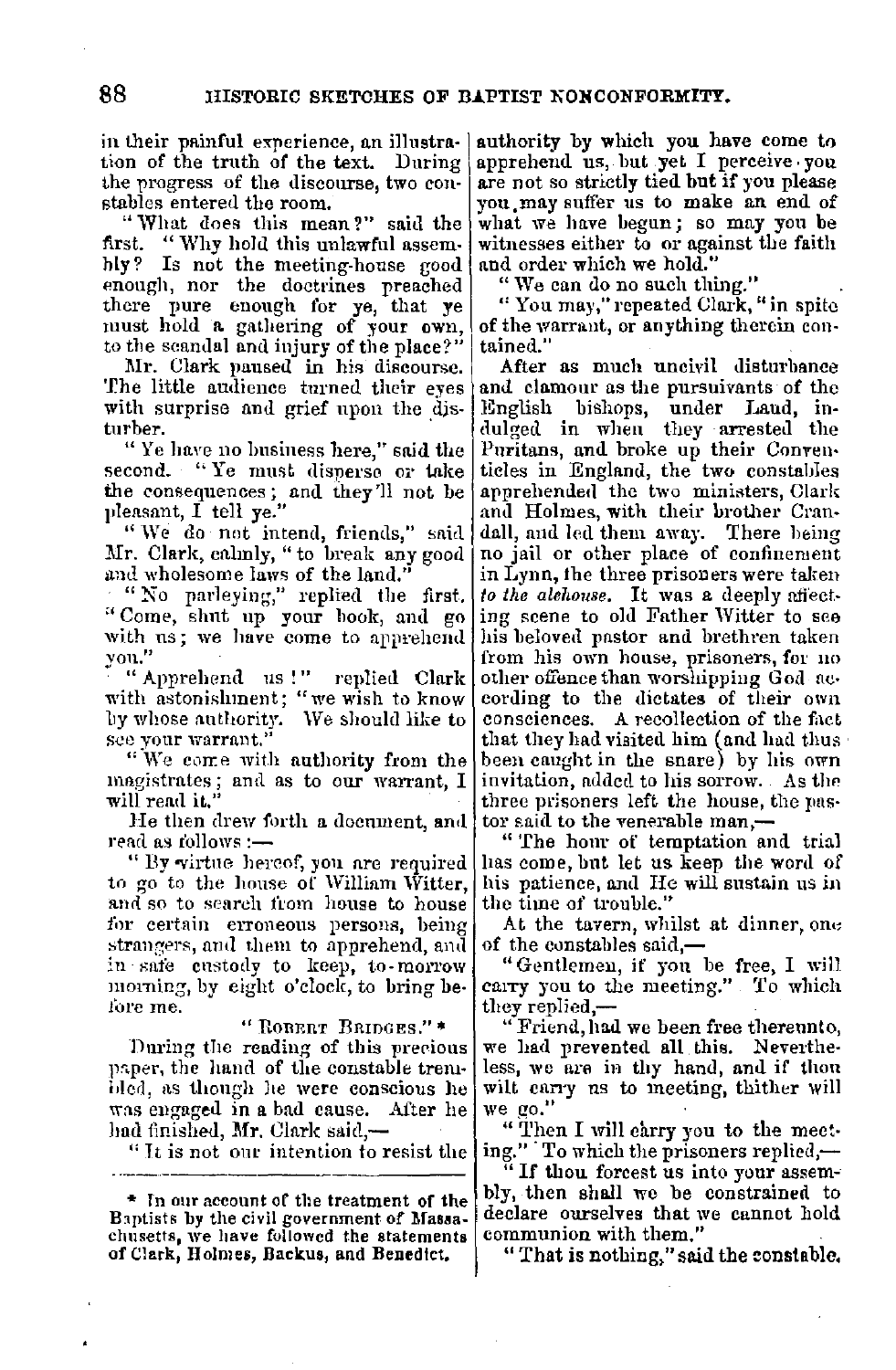in their painful experience, an illustration of the truth of the text. During the progress of the discourse, two constables entered the room.

"What does this mean?" said the first. "Why hold this unlawful assembly? Is not the meeting-house good enough, nor the doctrines preached there pure enough for ye, that ye must hold a gathering of your own, to the scandal and injury of the place?"

Mr. Clark paused in his discourse. The little audience turned their eyes with surprise and grief upon the disturber.

"Ye have no business here," said the second. "Ye must disperse or take the consequences; and they'll not be pleasant, I tell ye."

"We do not intend, friends," said Mr. Clark, calmly, "to break any good and wholesome laws of the land."

"No parleying," replied the first. "Come, shut up your book, and go with us; we have come to apprehend you."

"Apprehend us!" replied Clark with astonishment; "we wish to know by whose authority. We should like to see your warrant."

"We come with authority from the magistrates; and as to our warrant, I will read it."

He then drew forth a document, and read as follows:—

"By virtue hereof, you are required to go to the house of William Witter, and so to search from house to house for certain erroneous persons, being strangers, and them to apprehend, and in safe custody to keep, to-morrow morning, by eight o'clock, to bring before me.

"Robert Bridges." *

During the reading of this precious paper, the hand of the constable trembled, as though he were conscious he was engaged in a bad cause. After he had finished, Mr. Clark said,—

"It is not our intention to resist the authority by which you have come to apprehend us, but yet I perceive you are not so strictly tied but if you please you may suffer us to make an end of what we have begun; so may you be witnesses either to or against the faith and order which we hold."

"We can do no such thing."

"You may," repeated Clark, "in spite of the warrant, or anything therein contained."

After as much uncivil disturbance and clamour as the pursuivants of the English bishops, under Laud, indulged in when they arrested the Puritans, and broke up their Conventicles in England, the two constables apprehended the two ministers, Clark and Holmes, with their brother Crandall, and led them away. There being no jail or other place of confinement in Lynn, the three prisoners were taken *to the alehouse*. It was a deeply affecting scene to old Father Witter to see his beloved pastor and brethren taken from his own house, prisoners, for no other offence than worshipping God according to the dictates of their own consciences. A recollection of the fact that they had visited him (and had thus been caught in the snare) by his own invitation, added to his sorrow. As the three prisoners left the house, the pastor said to the venerable man,—

"The hour of temptation and trial has come, but let us keep the word of his patience, and He will sustain us in the time of trouble."

At the tavern, whilst at dinner, one of the constables said,—

"Gentlemen, if you be free, I will carry you to the meeting." To which they replied,—

"Friend, had we been free thereunto, we had prevented all this. Nevertheless, we are in thy hand, and if thou wilt carry us to meeting, thither will we go."

"Then I will carry you to the meeting." To which the prisoners replied,—

"If thou forcest us into your assembly, then shall we be constrained to declare ourselves that we cannot hold communion with them."

"That is nothing," said the constable.

* In our account of the treatment of the Baptists by the civil government of Massachusetts, we have followed the statements of Clark, Holmes, Backus, and Benedict.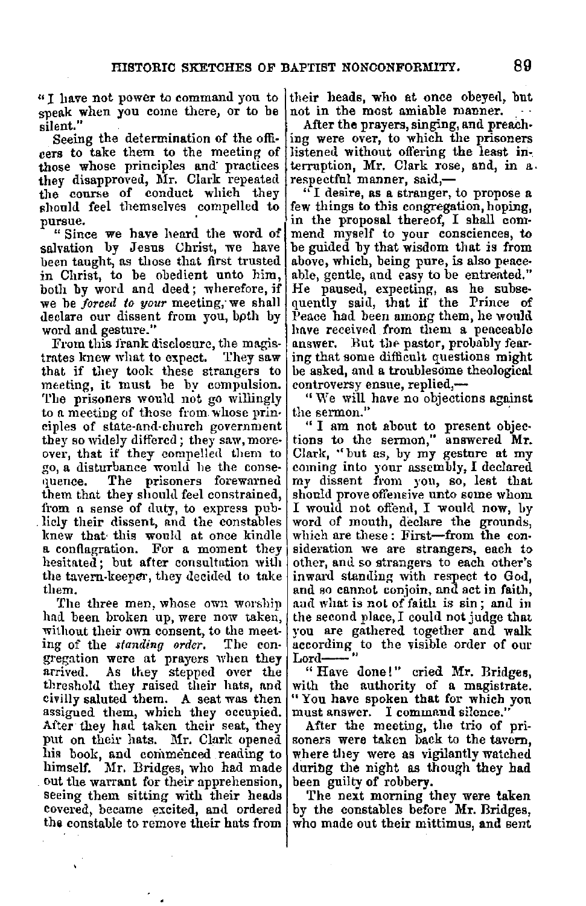"I have not power to command you to speak when you come there, or to be silent."

Seeing the determination of the officers to take them to the meeting of those whose principles and practices they disapproved, Mr. Clark repeated the course of conduct which they should feel themselves compelled to pursue.

"Since we have heard the word of salvation by Jesus Christ, we have been taught, as those that first trusted in Christ, to be obedient unto him, both by word and deed; wherefore, if we be *forced to your* meeting, we shall declare our dissent from you, both by word and gesture."

From this frank disclosure, the magistrates knew what to expect. They saw that if they took these strangers to meeting, it must be by compulsion. The prisoners would not go willingly to a meeting of those from whose principles of state-and-church government they so widely differed; they saw, moreover, that if they compelled them to go, a disturbance would be the consequence. The prisoners forewarned them that they should feel constrained, from a sense of duty, to express publicly their dissent, and the constables knew that this would at once kindle a conflagration. For a moment they hesitated; but after consultation with the tavern-keeper, they decided to take them.

The three men, whose own worship had been broken up, were now taken, without their own consent, to the meeting of the *standing order*. The congregation were at prayers when they arrived. As they stepped over the threshold they raised their hats, and civilly saluted them. A seat was then assigned them, which they occupied. After they had taken their seat, they put on their hats. Mr. Clark opened his book, and commenced reading to himself. Mr. Bridges, who had made out the warrant for their apprehension, seeing them sitting with their heads covered, became excited, and ordered the constable to remove their hats from their heads, who at once obeyed, but not in the most amiable manner.

After the prayers, singing, and preaching were over, to which the prisoners listened without offering the least interruption, Mr. Clark rose, and, in a respectful manner, said,—

"I desire, as a stranger, to propose a few things to this congregation, hoping, in the proposal thereof, I shall commend myself to your consciences, to be guided by that wisdom that is from above, which, being pure, is also peaceable, gentle, and easy to be entreated." He paused, expecting, as he subsequently said, that if the Prince of Peace had been among them, he would have received from them a peaceable answer. But the pastor, probably fearing that some difficult questions might be asked, and a troublesome theological controversy ensue, replied,—

"We will have no objections against the sermon."

"I am not about to present objections to the sermon," answered Mr. Clark, "but as, by my gesture at my coming into your assembly, I declared my dissent from you, so, lest that should prove offensive unto some whom I would not offend, I would now, by word of mouth, declare the grounds, which are these: First—from the consideration we are strangers, each to other, and so strangers to each other's inward standing with respect to God, and so cannot conjoin, and act in faith, and what is not of faith is sin; and in the second place, I could not judge that you are gathered together and walk according to the visible order of our Lord——"

"Have done!" cried Mr. Bridges, with the authority of a magistrate. "You have spoken that for which you must answer. I command silence."

After the meeting, the trio of prisoners were taken back to the tavern, where they were as vigilantly watched during the night as though they had been guilty of robbery.

The next morning they were taken by the constables before Mr. Bridges, who made out their mittimus, and sent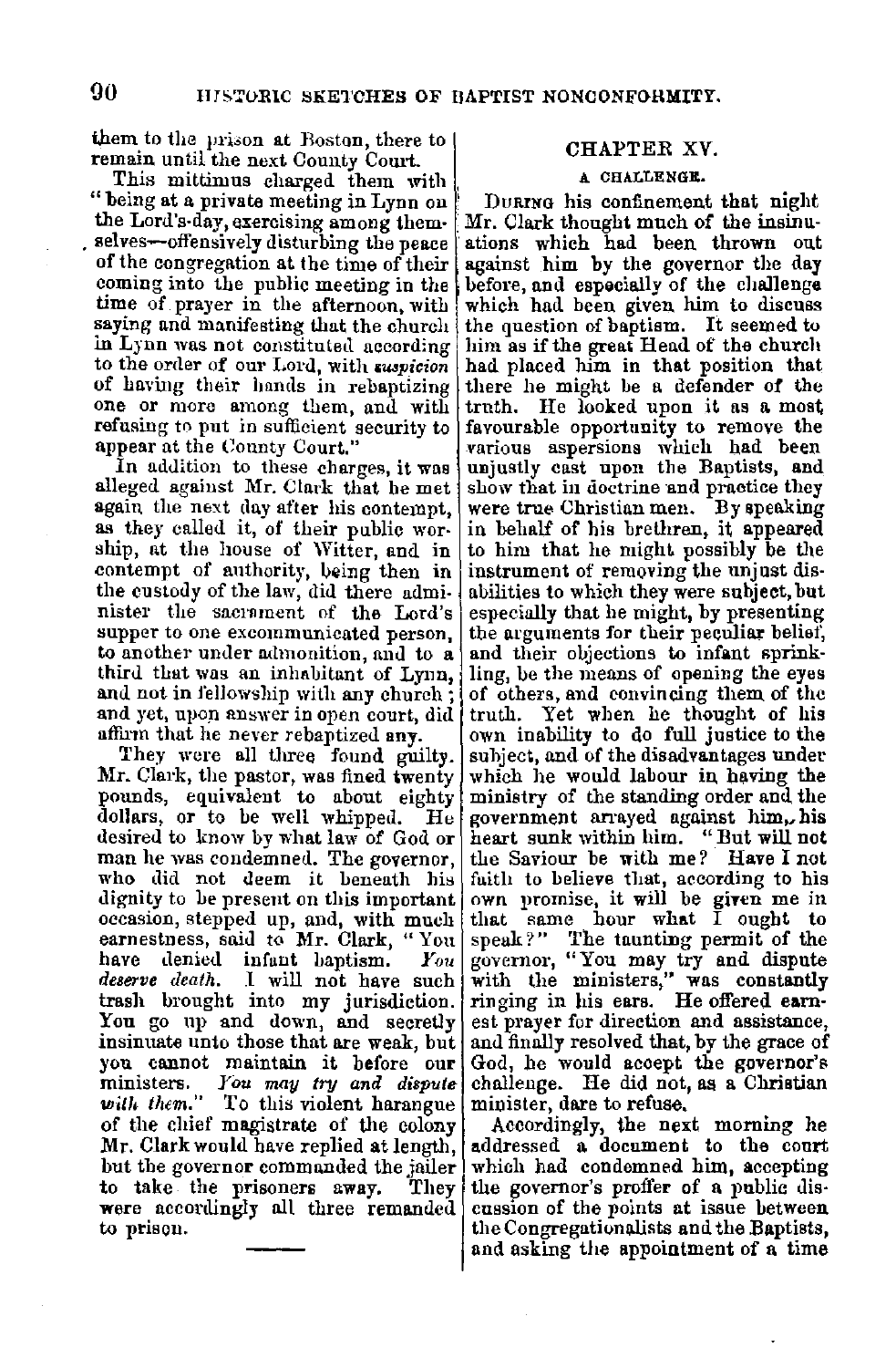them to the prison at Boston, there to remain until the next County Court.

This mittimus charged them with "being at a private meeting in Lynn on the Lord's-day, exercising among themselves—offensively disturbing the peace of the congregation at the time of their coming into the public meeting in the time of prayer in the afternoon, with saying and manifesting that the church in Lynn was not constituted according to the order of our Lord, with *suspicion* of having their hands in rebaptizing one or more among them, and with refusing to put in sufficient security to appear at the County Court."

In addition to these charges, it was alleged against Mr. Clark that he met again the next day after his contempt, as they called it, of their public worship, at the house of Witter, and in contempt of authority, being then in the custody of the law, did there administer the sacrament of the Lord's supper to one excommunicated person, to another under admonition, and to a third that was an inhabitant of Lynn, and not in fellowship with any church; and yet, upon answer in open court, did affirm that he never rebaptized any.

They were all three found guilty. Mr. Clark, the pastor, was fined twenty pounds, equivalent to about eighty dollars, or to be well whipped. He desired to know by what law of God or man he was condemned. The governor, who did not deem it beneath his dignity to be present on this important occasion, stepped up, and, with much earnestness, said to Mr. Clark, "You have denied infant baptism. *You deserve death.* I will not have such trash brought into my jurisdiction. You go up and down, and secretly insinuate unto those that are weak, but you cannot maintain it before our ministers. *You may try and dispute with them.*" To this violent harangue of the chief magistrate of the colony Mr. Clark would have replied at length, but the governor commanded the jailer to take the prisoners away. They were accordingly all three remanded to prison.

---

## CHAPTER XV.

### A CHALLENGE.

During his confinement that night Mr. Clark thought much of the insinuations which had been thrown out against him by the governor the day before, and especially of the challenge which had been given him to discuss the question of baptism. It seemed to him as if the great Head of the church had placed him in that position that there he might be a defender of the truth. He looked upon it as a most favourable opportunity to remove the various aspersions which had been unjustly cast upon the Baptists, and show that in doctrine and practice they were true Christian men. By speaking in behalf of his brethren, it appeared to him that he might possibly be the instrument of removing the unjust disabilities to which they were subject, but especially that he might, by presenting the arguments for their peculiar belief, and their objections to infant sprinkling, be the means of opening the eyes of others, and convincing them of the truth. Yet when he thought of his own inability to do full justice to the subject, and of the disadvantages under which he would labour in having the ministry of the standing order and the government arrayed against him, his heart sunk within him. "But will not the Saviour be with me? Have I not faith to believe that, according to his own promise, it will be given me in that same hour what I ought to speak?" The taunting permit of the governor, "You may try and dispute with the ministers," was constantly ringing in his ears. He offered earnest prayer for direction and assistance, and finally resolved that, by the grace of God, he would accept the governor's challenge. He did not, as a Christian minister, dare to refuse.

Accordingly, the next morning he addressed a document to the court which had condemned him, accepting the governor's proffer of a public discussion of the points at issue between the Congregationalists and the Baptists, and asking the appointment of a time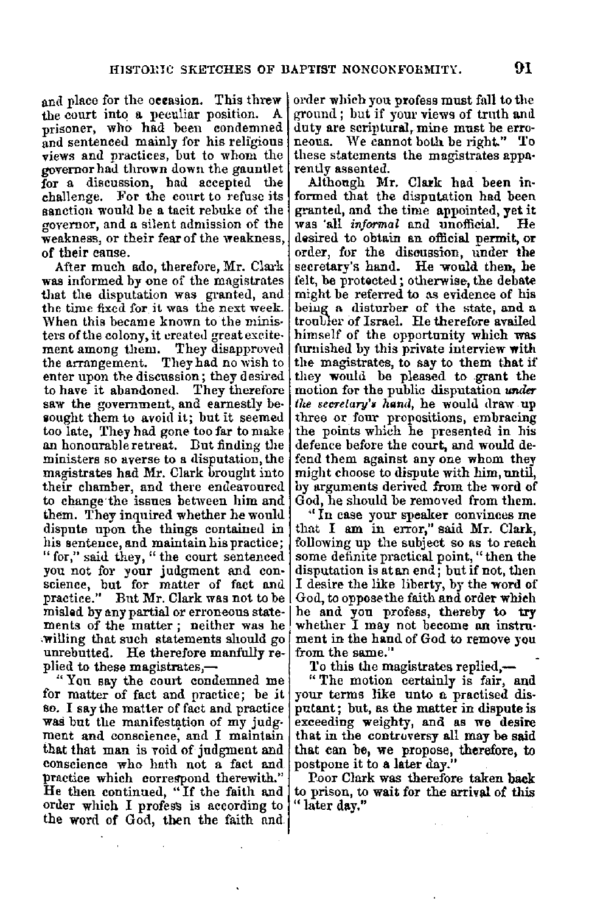and place for the occasion. This threw the court into a peculiar position. A prisoner, who had been condemned and sentenced mainly for his religious views and practices, but to whom the governor had thrown down the gauntlet for a discussion, had accepted the challenge. For the court to refuse its sanction would be a tacit rebuke of the governor, and a silent admission of the weakness, or their fear of the weakness, of their cause.

After much ado, therefore, Mr. Clark was informed by one of the magistrates that the disputation was granted, and the time fixed for it was the next week. When this became known to the ministers of the colony, it created great excitement among them. They disapproved the arrangement. They had no wish to enter upon the discussion; they desired to have it abandoned. They therefore saw the government, and earnestly besought them to avoid it; but it seemed too late, They had gone too far to make an honourable retreat. But finding the ministers so averse to a disputation, the magistrates had Mr. Clark brought into their chamber, and there endeavoured to change the issues between him and them. They inquired whether he would dispute upon the things contained in his sentence, and maintain his practice; "for," said they, "the court sentenced you not for your judgment and conscience, but for matter of fact and practice." But Mr. Clark was not to be misled by any partial or erroneous statements of the matter; neither was he willing that such statements should go unrebutted. He therefore manfully replied to these magistrates,—

"You say the court condemned me for matter of fact and practice; be it so. I say the matter of fact and practice was but the manifestation of my judgment and conscience, and I maintain that that man is void of judgment and conscience who hath not a fact and practice which correspond therewith." He then continued, "If the faith and order which I profess is according to the word of God, then the faith and order which you profess must fall to the ground; but if your views of truth and duty are scriptural, mine must be erroneous. We cannot both be right." To these statements the magistrates apparently assented.

Although Mr. Clark had been informed that the disputation had been granted, and the time appointed, yet it was all *informal* and unofficial. He desired to obtain an official permit, or order, for the discussion, under the secretary's hand. He would then, he felt, be protected; otherwise, the debate might be referred to as evidence of his being a disturber of the state, and a troubler of Israel. He therefore availed himself of the opportunity which was furnished by this private interview with the magistrates, to say to them that if they would be pleased to grant the motion for the public disputation *under the secretary's hand*, he would draw up three or four propositions, embracing the points which he presented in his defence before the court, and would defend them against any one whom they might choose to dispute with him, until, by arguments derived from the word of God, he should be removed from them.

"In case your speaker convinces me that I am in error," said Mr. Clark, following up the subject so as to reach some definite practical point, "then the disputation is at an end; but if not, then I desire the like liberty, by the word of God, to oppose the faith and order which he and you profess, thereby to try whether I may not become an instrument in the hand of God to remove you from the same."

To this the magistrates replied,—

"The motion certainly is fair, and your terms like unto a practised disputant; but, as the matter in dispute is exceeding weighty, and as we desire that in the controversy all may be said that can be, we propose, therefore, to postpone it to a later day."

Poor Clark was therefore taken back to prison, to wait for the arrival of this "later day."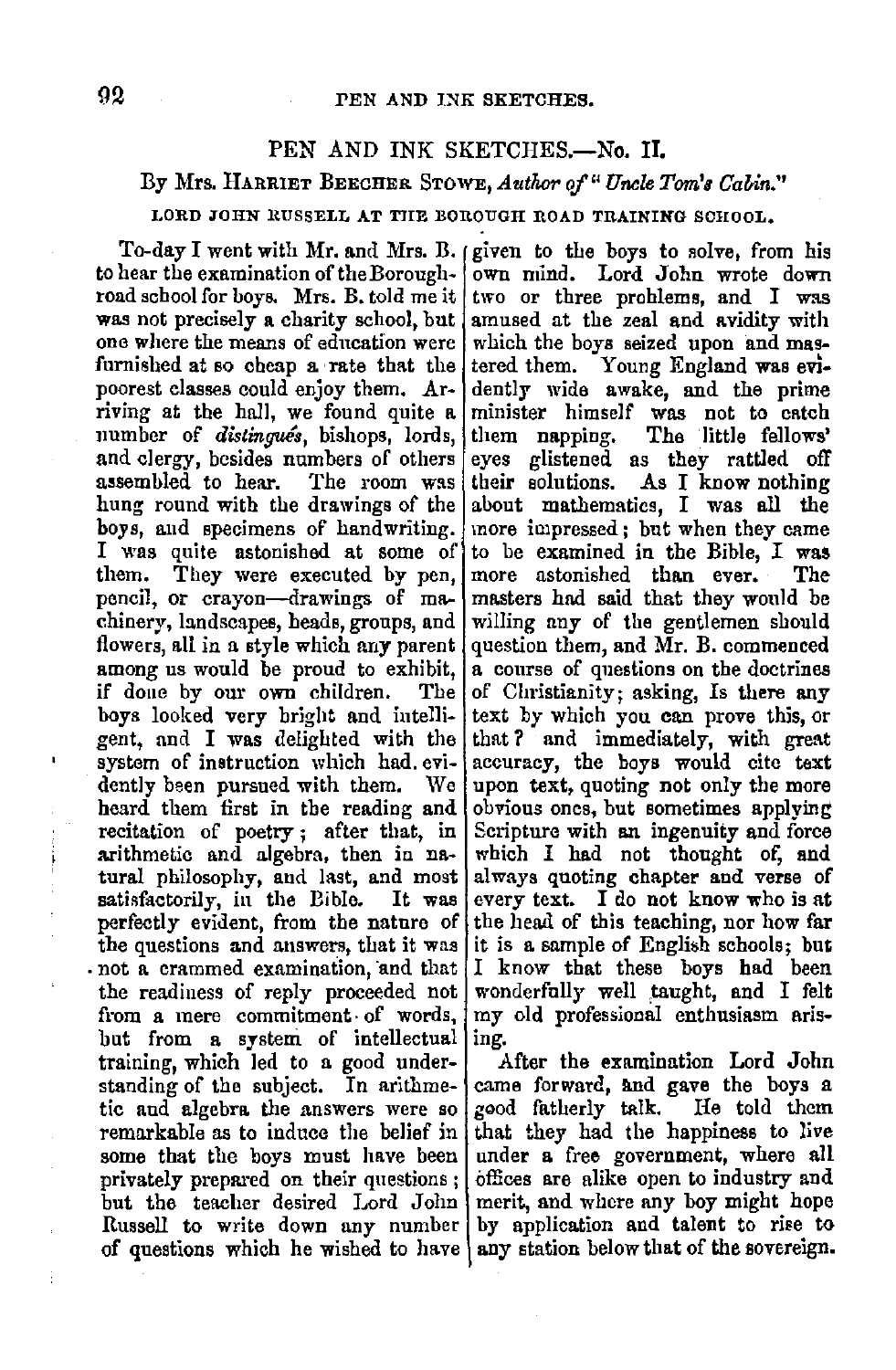## PEN AND INK SKETCHES.—No. II.

By Mrs. Harriet Beecher Stowe, *Author of "Uncle Tom's Cabin."*

LORD JOHN RUSSELL AT THE BOROUGH ROAD TRAINING SCHOOL.

To-day I went with Mr. and Mrs. B. to hear the examination of the Borough-road school for boys. Mrs. B. told me it was not precisely a charity school, but one where the means of education were furnished at so cheap a rate that the poorest classes could enjoy them. Arriving at the hall, we found quite a number of *distingués*, bishops, lords, and clergy, besides numbers of others assembled to hear. The room was hung round with the drawings of the boys, and specimens of handwriting. I was quite astonished at some of them. They were executed by pen, pencil, or crayon—drawings of machinery, landscapes, heads, groups, and flowers, all in a style which any parent among us would be proud to exhibit, if done by our own children. The boys looked very bright and intelligent, and I was delighted with the system of instruction which had evidently been pursued with them. We heard them first in the reading and recitation of poetry; after that, in arithmetic and algebra, then in natural philosophy, and last, and most satisfactorily, in the Bible. It was perfectly evident, from the nature of the questions and answers, that it was not a crammed examination, and that the readiness of reply proceeded not from a mere commitment of words, but from a system of intellectual training, which led to a good understanding of the subject. In arithmetic and algebra the answers were so remarkable as to induce the belief in some that the boys must have been privately prepared on their questions; but the teacher desired Lord John Russell to write down any number of questions which he wished to have given to the boys to solve, from his own mind. Lord John wrote down two or three problems, and I was amused at the zeal and avidity with which the boys seized upon and mastered them. Young England was evidently wide awake, and the prime minister himself was not to catch them napping. The little fellows' eyes glistened as they rattled off their solutions. As I know nothing about mathematics, I was all the more impressed; but when they came to be examined in the Bible, I was more astonished than ever. The masters had said that they would be willing any of the gentlemen should question them, and Mr. B. commenced a course of questions on the doctrines of Christianity; asking, Is there any text by which you can prove this, or that? and immediately, with great accuracy, the boys would cite text upon text, quoting not only the more obvious ones, but sometimes applying Scripture with an ingenuity and force which I had not thought of, and always quoting chapter and verse of every text. I do not know who is at the head of this teaching, nor how far it is a sample of English schools; but I know that these boys had been wonderfully well taught, and I felt my old professional enthusiasm arising.

After the examination Lord John came forward, and gave the boys a good fatherly talk. He told them that they had the happiness to live under a free government, where all offices are alike open to industry and merit, and where any boy might hope by application and talent to rise to any station below that of the sovereign.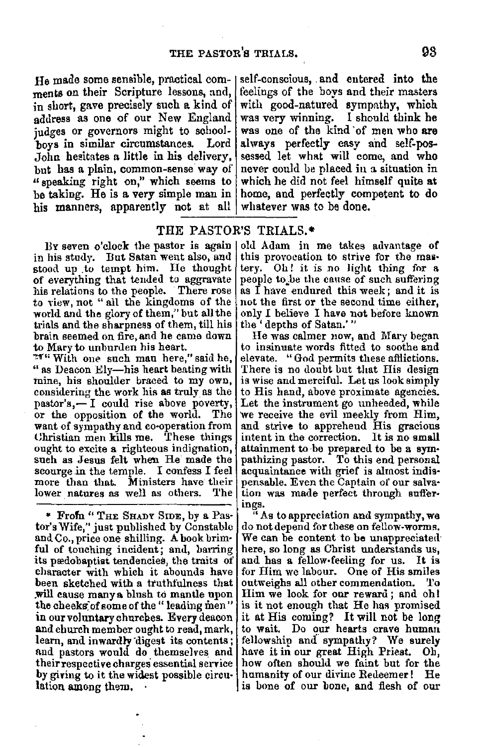He made some sensible, practical comments on their Scripture lessons, and, in short, gave precisely such a kind of address as one of our New England judges or governors might to schoolboys in similar circumstances. Lord John hesitates a little in his delivery, but has a plain, common-sense way of "speaking right on," which seems to be taking. He is a very simple man in his manners, apparently not at all self-conscious, and entered into the feelings of the boys and their masters with good-natured sympathy, which was very winning. I should think he was one of the kind of men who are always perfectly easy and self-possessed let what will come, and who never could be placed in a situation in which he did not feel himself quite at home, and perfectly competent to do whatever was to be done.

## THE PASTOR'S TRIALS.*

By seven o'clock the pastor is again in his study. But Satan went also, and stood up to tempt him. He thought of everything that tended to aggravate his relations to the people. There rose to view, not "all the kingdoms of the world and the glory of them," but all the trials and the sharpness of them, till his brain seemed on fire, and he came down to Mary to unburden his heart.

"With one such man here," said he, "as Deacon Ely—his heart beating with mine, his shoulder braced to my own, considering the work his as truly as the pastor's,—I could rise above poverty, or the opposition of the world. The want of sympathy and co-operation from Christian men kills me. These things ought to excite a righteous indignation, such as Jesus felt when He made the scourge in the temple. I confess I feel more than that. Ministers have their lower natures as well as others. The old Adam in me takes advantage of this provocation to strive for the mastery. Oh! it is no light thing for a people to be the cause of such suffering as I have endured this week; and it is not the first or the second time either, only I believe I have not before known the 'depths of Satan.'"

He was calmer now, and Mary began to insinuate words fitted to soothe and elevate. "God permits these afflictions. There is no doubt but that His design is wise and merciful. Let us look simply to His hand, above proximate agencies. Let the instrument go unheeded, while we receive the evil meekly from Him, and strive to apprehend His gracious intent in the correction. It is no small attainment to be prepared to be a sympathizing pastor. To this end personal acquaintance with grief is almost indispensable. Even the Captain of our salvation was made perfect through sufferings.

"As to appreciation and sympathy, we do not depend for these on fellow-worms. We can be content to be unappreciated here, so long as Christ understands us, and has a fellow-feeling for us. It is for Him we labour. One of His smiles outweighs all other commendation. To Him we look for our reward; and oh! is it not enough that He has promised it at His coming? It will not be long to wait. Do our hearts crave human fellowship and sympathy? We surely have it in our great High Priest. Oh, how often should we faint but for the humanity of our divine Redeemer! He is bone of our bone, and flesh of our

---

* From "The Shady Side, by a Pastor's Wife," just published by Constable and Co., price one shilling. A book brimful of touching incident; and, barring its pædobaptist tendencies, the traits of character with which it abounds have been sketched with a truthfulness that will cause many a blush to mantle upon the cheeks of some of the "leading men" in our voluntary churches. Every deacon and church member ought to read, mark, learn, and inwardly digest its contents; and pastors would do themselves and their respective charges essential service by giving to it the widest possible circulation among them.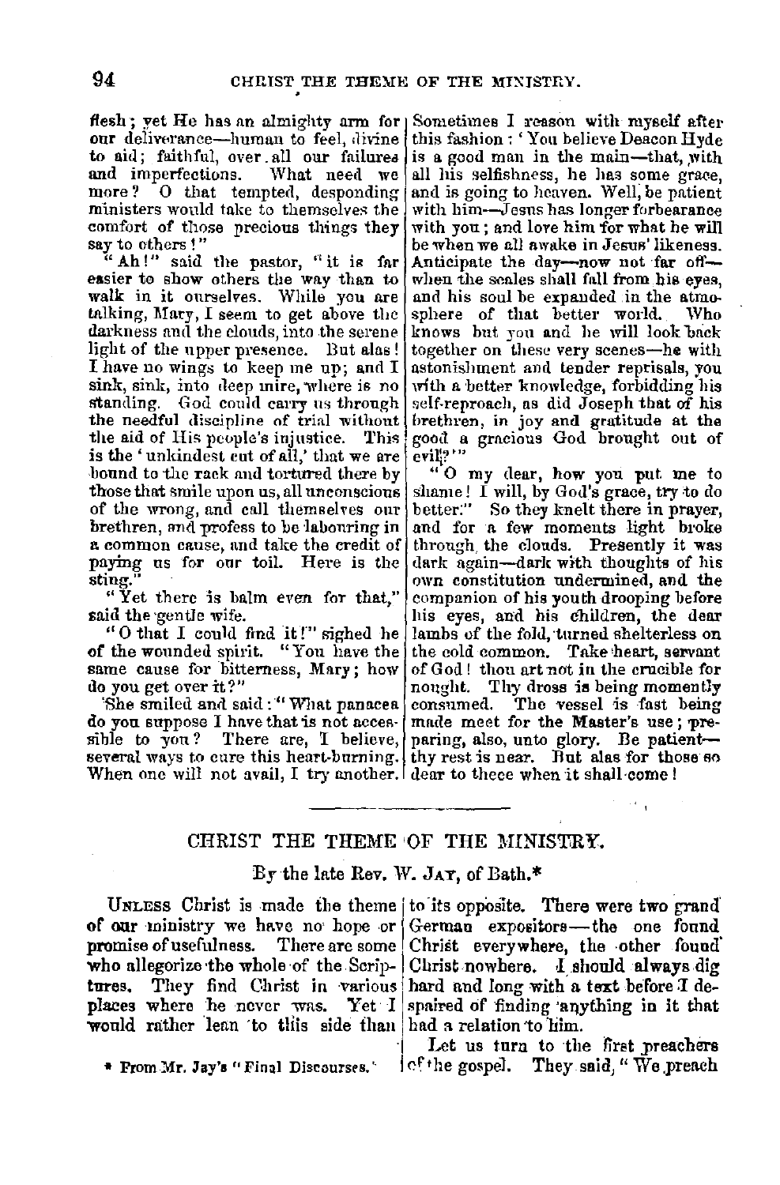flesh; yet He has an almighty arm for our deliverance—human to feel, divine to aid; faithful, over all our failures and imperfections. What need we more? O that tempted, desponding ministers would take to themselves the comfort of those precious things they say to others!"

"Ah!" said the pastor, "it is far easier to show others the way than to walk in it ourselves. While you are talking, Mary, I seem to get above the darkness and the clouds, into the serene light of the upper presence. But alas! I have no wings to keep me up; and I sink, sink, into deep mire, where is no standing. God could carry us through the needful discipline of trial without the aid of His people's injustice. This is the 'unkindest cut of all,' that we are bound to the rack and tortured there by those that smile upon us, all unconscious of the wrong, and call themselves our brethren, and profess to be labouring in a common cause, and take the credit of paying us for our toil. Here is the sting."

"Yet there is balm even for that," said the gentle wife.

"O that I could find it!" sighed he of the wounded spirit. "You have the same cause for bitterness, Mary; how do you get over it?"

She smiled and said: "What panacea do you suppose I have that is not accessible to you? There are, I believe, several ways to cure this heart-burning. When one will not avail, I try another. Sometimes I reason with myself after this fashion: 'You believe Deacon Hyde is a good man in the main—that, with all his selfishness, he has some grace, and is going to heaven. Well, be patient with him—Jesus has longer forbearance with you; and love him for what he will be when we all awake in Jesus' likeness. Anticipate the day—now not far off—when the scales shall fall from his eyes, and his soul be expanded in the atmosphere of that better world. Who knows but you and he will look back together on these very scenes—he with astonishment and tender reprisals, you with a better knowledge, forbidding his self-reproach, as did Joseph that of his brethren, in joy and gratitude at the good a gracious God brought out of evil?'"

"O my dear, how you put me to shame! I will, by God's grace, try to do better." So they knelt there in prayer, and for a few moments light broke through the clouds. Presently it was dark again—dark with thoughts of his own constitution undermined, and the companion of his youth drooping before his eyes, and his children, the dear lambs of the fold, turned shelterless on the cold common. Take heart, servant of God! thou art not in the crucible for nought. Thy dross is being momently consumed. The vessel is fast being made meet for the Master's use; preparing, also, unto glory. Be patient—thy rest is near. But alas for those so dear to theee when it shall come!

---

## CHRIST THE THEME OF THE MINISTRY.

By the late Rev. W. Jay, of Bath.*

Unless Christ is made the theme of our ministry we have no hope or promise of usefulness. There are some who allegorize the whole of the Scriptures. They find Christ in various places where he never was. Yet I would rather lean to this side than to its opposite. There were two grand German expositors—the one found Christ everywhere, the other found Christ nowhere. I should always dig hard and long with a text before I despaired of finding anything in it that had a relation to him.

Let us turn to the first preachers of the gospel. They said, "We preach

* From Mr. Jay's "Final Discourses."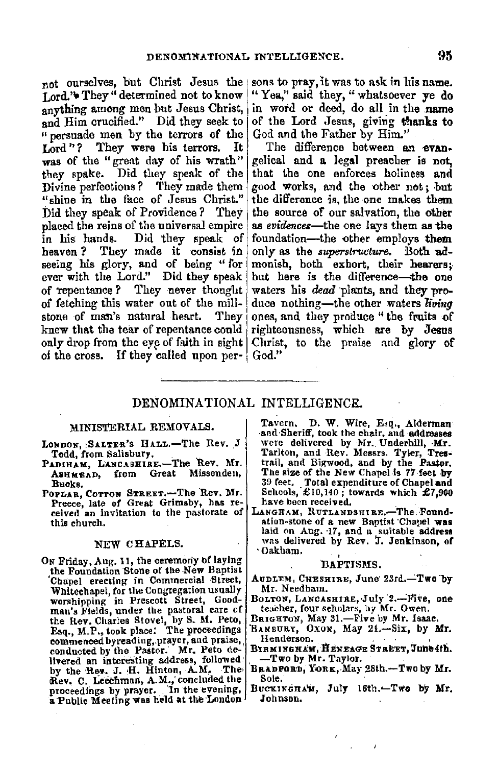not ourselves, but Christ Jesus the Lord." They "determined not to know anything among men but Jesus Christ, and Him crucified." Did they seek to "persuade men by the terrors of the Lord"? They were his terrors. It was of the "great day of his wrath" they spake. Did they speak of the Divine perfections? They made them "shine in the face of Jesus Christ." Did they speak of Providence? They placed the reins of the universal empire in his hands. Did they speak of heaven? They made it consist in seeing his glory, and of being "for ever with the Lord." Did they speak of repentance? They never thought of fetching this water out of the millstone of man's natural heart. They knew that the tear of repentance could only drop from the eye of faith in sight of the cross. If they called upon persons to pray, it was to ask in his name. "Yea," said they, "whatsoever ye do in word or deed, do all in the name of the Lord Jesus, giving thanks to God and the Father by Him."

The difference between an evangelical and a legal preacher is not, that the one enforces holiness and good works, and the other not; but the difference is, the one makes them the source of our salvation, the other as *evidences*—the one lays them as the foundation—the other employs them only as the *superstructure*. Both admonish, both exhort, their hearers; but here is the difference—the one waters his *dead* plants, and they produce nothing—the other waters *living* ones, and they produce "the fruits of righteousness, which are by Jesus Christ, to the praise and glory of God."

# DENOMINATIONAL INTELLIGENCE.

## MINISTERIAL REMOVALS.

LONDON, SALTER'S HALL.—The Rev. J Todd, from Salisbury.

PADIHAM, LANCASHIRE.—The Rev. Mr. ASHMEAD, from Great Missenden, Bucks.

POPLAR, COTTON STREET.—The Rev. Mr. Preece, late of Great Grimsby, has received an invitation to the pastorate of this church.

## NEW CHAPELS.

ON Friday, Aug. 11, the ceremony of laying the Foundation Stone of the New Baptist Chapel erecting in Commercial Street, Whitechapel, for the Congregation usually worshipping in Prescott Street, Goodman's Fields, under the pastoral care of the Rev. Charles Stovel, by S. M. Peto, Esq., M.P., took place. The proceedings commenced by reading, prayer, and praise, conducted by the Pastor. Mr. Peto delivered an interesting address, followed by the Rev. J. H. Hinton, A.M. The Rev. C. Leechman, A.M., concluded the proceedings by prayer. In the evening, a Public Meeting was held at the London Tavern. D. W. Wire, Esq., Alderman and Sheriff, took the chair, and addresses were delivered by Mr. Underhill, Mr. Tarlton, and Rev. Messrs. Tyler, Trestrail, and Bigwood, and by the Pastor. The size of the New Chapel is 77 feet by 39 feet. Total expenditure of Chapel and Schools, £10,140; towards which £7,900 have been received.

LANGHAM, RUTLANDSHIRE.—The Foundation-stone of a new Baptist Chapel was laid on Aug. 17, and a suitable address was delivered by Rev. J. Jenkinson, of Oakham.

## BAPTISMS.

AUDLEM, CHESHIRE, June 23rd.—Two by Mr. Needham.

BOLTON, LANCASHIRE, July 2.—Five, one teacher, four scholars, by Mr. Owen.

BRIGHTON, May 31.—Five by Mr. Isaac.

BANBURY, OXON, May 21.—Six, by Mr. Henderson.

BIRMINGHAM, HENEAGE STREET, June 4th.—Two by Mr. Taylor.

BRADFORD, YORK, May 28th.—Two by Mr. Sole.

BUCKINGHAM, July 16th.—Two by Mr. Johnson.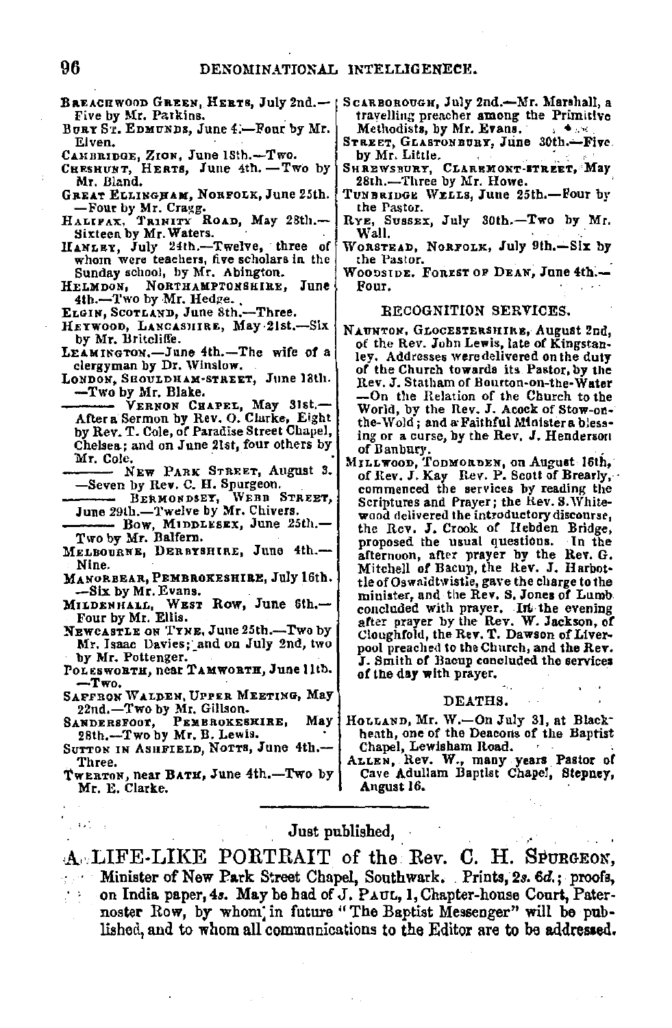BREACHWOOD GREEN, HERTS, July 2nd.—Five by Mr. Parkins.

BURY ST. EDMUNDS, June 4.—Four by Mr. Elven.

CAMBRIDGE, ZION, June 18th.—Two.

CHESHUNT, HERTS, June 4th. —Two by Mr. Bland.

GREAT ELLINGHAM, NORFOLK, June 25th.—Four by Mr. Cragg.

HALIFAX, TRINITY ROAD, May 28th.—Sixteen by Mr. Waters.

HANLEY, July 24th.—Twelve, three of whom were teachers, five scholars in the Sunday school, by Mr. Abington.

HELMDON, NORTHAMPTONSHIRE, June 4th.—Two by Mr. Hedge.

ELGIN, SCOTLAND, June 8th.—Three.

HEYWOOD, LANCASHIRE, May 21st.—Six by Mr. Britcliffe.

LEAMINGTON.—June 4th.—The wife of a clergyman by Dr. Winslow.

LONDON, SHOULDHAM-STREET, June 18th.—Two by Mr. Blake.

——— VERNON CHAPEL, May 31st.—After a Sermon by Rev. O. Clarke, Eight by Rev. T. Cole, of Paradise Street Chapel, Chelsea; and on June 21st, four others by Mr. Cole.

——— NEW PARK STREET, August 3.—Seven by Rev. C. H. Spurgeon.

——— BERMONDSEY, WEBB STREET, June 29th.—Twelve by Mr. Chivers.

——— BOW, MIDDLESEX, June 25th.—Two by Mr. Balfern.

MELBOURNE, DERBYSHIRE, June 4th.—Nine.

MANORBEAR, PEMBROKESHIRE, July 16th.—Six by Mr. Evans.

MILDENHALL, WEST ROW, June 6th.—Four by Mr. Ellis.

NEWCASTLE ON TYNE, June 25th.—Two by Mr. Isaac Davies; and on July 2nd, two by Mr. Pottenger.

POLESWORTH, near TAMWORTH, June 11th.—Two.

SAFFRON WALDEN, UPPER MEETING, May 22nd.—Two by Mr. Gillson.

SANDERSFOOT, PEMBROKESHIRE, May 28th.—Two by Mr. B. Lewis.

SUTTON IN ASHFIELD, NOTTS, June 4th.—Three.

TWERTON, near BATH, June 4th.—Two by Mr. E. Clarke.

SCARBOROUGH, July 2nd.—Mr. Marshall, a travelling preacher among the Primitive Methodists, by Mr. Evans.

STREET, GLASTONBURY, June 30th.—Five by Mr. Little.

SHREWSBURY, CLAREMONT-STREET, May 28th.—Three by Mr. Howe.

TUNBRIDGE WELLS, June 25th.—Four by the Pastor.

RYE, SUSSEX, July 30th.—Two by Mr. Wall.

WORSTEAD, NORFOLK, July 9th.—Six by the Pastor.

WOODSIDE. FOREST OF DEAN, June 4th.—Four.

## RECOGNITION SERVICES.

NAUNTON, GLOCESTERSHIRE, August 2nd, of the Rev. John Lewis, late of Kingstanley. Addresses were delivered on the duty of the Church towards its Pastor, by the Rev. J. Statham of Bourton-on-the-Water—On the Relation of the Church to the World, by the Rev. J. Acock of Stow-on-the-Wold; and a Faithful Minister a blessing or a curse, by the Rev. J. Henderson of Banbury.

MILLWOOD, TODMORDEN, on August 16th, of Rev. J. Kay Rev. P. Scott of Brearly, commenced the services by reading the Scriptures and Prayer; the Rev. S. Whitewood delivered the introductory discourse, the Rev. J. Crook of Hebden Bridge, proposed the usual questions. In the afternoon, after prayer by the Rev. G. Mitchell of Bacup, the Rev. J. Harbottle of Oswaldtwistle, gave the charge to the minister, and the Rev. S. Jones of Lumb concluded with prayer. In the evening after prayer by the Rev. W. Jackson, of Cloughfold, the Rev. T. Dawson of Liverpool preached to the Church, and the Rev. J. Smith of Bacup concluded the services of the day with prayer.

## DEATHS.

HOLLAND, Mr. W.—On July 31, at Blackheath, one of the Deacons of the Baptist Chapel, Lewisham Road.

ALLEN, Rev. W., many years Pastor of Cave Adullam Baptist Chapel, Stepney, August 16.

---

Just published,

A LIFE-LIKE PORTRAIT of the Rev. C. H. SPURGEON, Minister of New Park Street Chapel, Southwark. Prints, 2*s.* 6*d.*; proofs, on India paper, 4*s.* May be had of J. PAUL, 1, Chapter-house Court, Paternoster Row, by whom in future "The Baptist Messenger" will be published, and to whom all communications to the Editor are to be addressed.